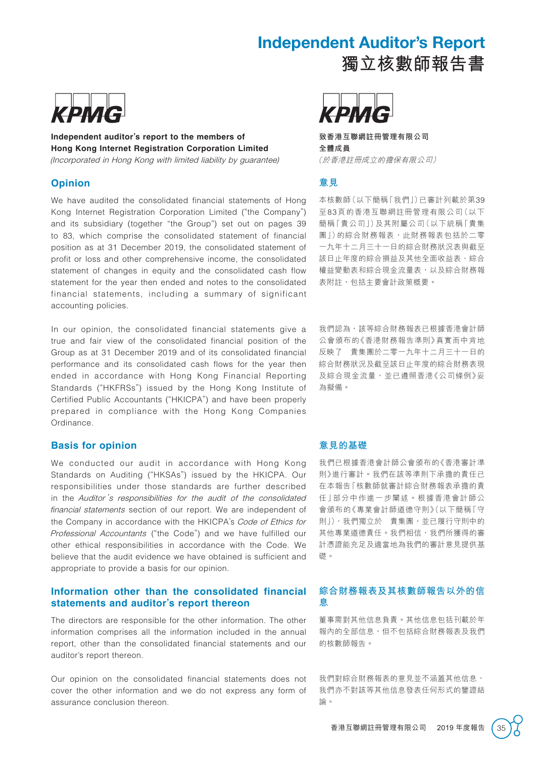# Independent Auditor's Report
# 獨立核數師報告書

KPMG

**Independent auditor's report to the members of Hong Kong Internet Registration Corporation Limited**
*(Incorporated in Hong Kong with limited liability by guarantee)*

## Opinion

We have audited the consolidated financial statements of Hong Kong Internet Registration Corporation Limited ("the Company") and its subsidiary (together "the Group") set out on pages 39 to 83, which comprise the consolidated statement of financial position as at 31 December 2019, the consolidated statement of profit or loss and other comprehensive income, the consolidated statement of changes in equity and the consolidated cash flow statement for the year then ended and notes to the consolidated financial statements, including a summary of significant accounting policies.

In our opinion, the consolidated financial statements give a true and fair view of the consolidated financial position of the Group as at 31 December 2019 and of its consolidated financial performance and its consolidated cash flows for the year then ended in accordance with Hong Kong Financial Reporting Standards ("HKFRSs") issued by the Hong Kong Institute of Certified Public Accountants ("HKICPA") and have been properly prepared in compliance with the Hong Kong Companies Ordinance.

## Basis for opinion

We conducted our audit in accordance with Hong Kong Standards on Auditing ("HKSAs") issued by the HKICPA. Our responsibilities under those standards are further described in the *Auditor's responsibilities for the audit of the consolidated financial statements* section of our report. We are independent of the Company in accordance with the HKICPA's *Code of Ethics for Professional Accountants* ("the Code") and we have fulfilled our other ethical responsibilities in accordance with the Code. We believe that the audit evidence we have obtained is sufficient and appropriate to provide a basis for our opinion.

## Information other than the consolidated financial statements and auditor's report thereon

The directors are responsible for the other information. The other information comprises all the information included in the annual report, other than the consolidated financial statements and our auditor's report thereon.

Our opinion on the consolidated financial statements does not cover the other information and we do not express any form of assurance conclusion thereon.

KPMG

**致香港互聯網註冊管理有限公司**
**全體成員**
*（於香港註冊成立的擔保有限公司）*

## 意見

本核數師（以下簡稱「我們」）已審計列載於第39至83頁的香港互聯網註冊管理有限公司（以下簡稱「貴公司」）及其附屬公司（以下統稱「貴集團」）的綜合財務報表，此財務報表包括於二零一九年十二月三十一日的綜合財務狀況表與截至該日止年度的綜合損益及其他全面收益表、綜合權益變動表和綜合現金流量表，以及綜合財務報表附註，包括主要會計政策概要。

我們認為，該等綜合財務報表已根據香港會計師公會頒布的《香港財務報告準則》真實而中肯地反映了　貴集團於二零一九年十二月三十一日的綜合財務狀況及截至該日止年度的綜合財務表現及綜合現金流量，並已遵照香港《公司條例》妥為擬備。

## 意見的基礎

我們已根據香港會計師公會頒布的《香港審計準則》進行審計。我們在該等準則下承擔的責任已在本報告「核數師就審計綜合財務報表承擔的責任」部分中作進一步闡述。根據香港會計師公會頒布的《專業會計師道德守則》（以下簡稱「守則」），我們獨立於　貴集團，並已履行守則中的其他專業道德責任。我們相信，我們所獲得的審計憑證能充足及適當地為我們的審計意見提供基礎。

## 綜合財務報表及其核數師報告以外的信息

董事需對其他信息負責。其他信息包括刊載於年報內的全部信息，但不包括綜合財務報表及我們的核數師報告。

我們對綜合財務報表的意見並不涵蓋其他信息，我們亦不對該等其他信息發表任何形式的鑒證結論。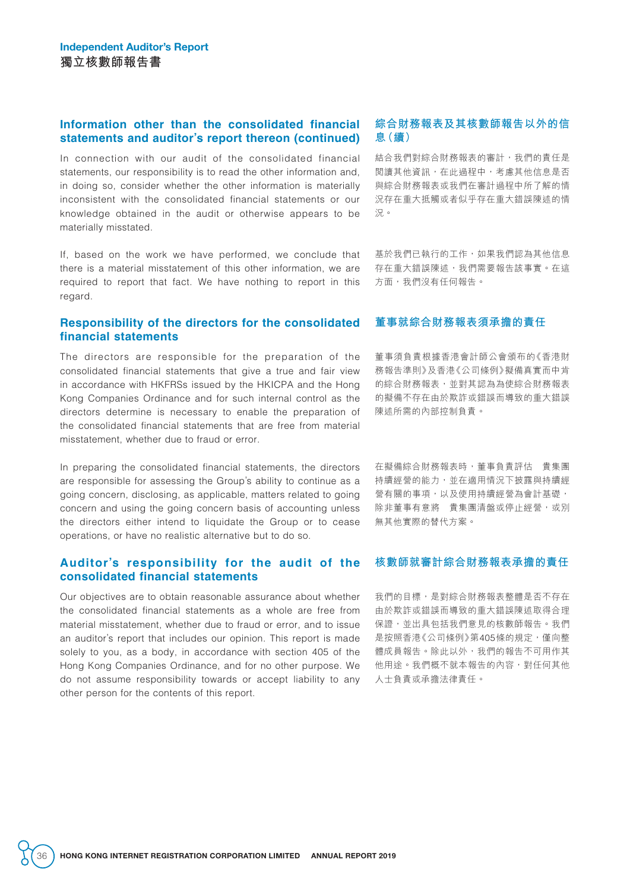## Information other than the consolidated financial statements and auditor's report thereon (continued)

## 綜合財務報表及其核數師報告以外的信息（續）

In connection with our audit of the consolidated financial statements, our responsibility is to read the other information and, in doing so, consider whether the other information is materially inconsistent with the consolidated financial statements or our knowledge obtained in the audit or otherwise appears to be materially misstated.

結合我們對綜合財務報表的審計，我們的責任是閱讀其他資訊，在此過程中，考慮其他信息是否與綜合財務報表或我們在審計過程中所了解的情況存在重大抵觸或者似乎存在重大錯誤陳述的情況。

If, based on the work we have performed, we conclude that there is a material misstatement of this other information, we are required to report that fact. We have nothing to report in this regard.

基於我們已執行的工作，如果我們認為其他信息存在重大錯誤陳述，我們需要報告該事實。在這方面，我們沒有任何報告。

## Responsibility of the directors for the consolidated financial statements

## 董事就綜合財務報表須承擔的責任

The directors are responsible for the preparation of the consolidated financial statements that give a true and fair view in accordance with HKFRSs issued by the HKICPA and the Hong Kong Companies Ordinance and for such internal control as the directors determine is necessary to enable the preparation of the consolidated financial statements that are free from material misstatement, whether due to fraud or error.

董事須負責根據香港會計師公會頒布的《香港財務報告準則》及香港《公司條例》擬備真實而中肯的綜合財務報表，並對其認為為使綜合財務報表的擬備不存在由於欺詐或錯誤而導致的重大錯誤陳述所需的內部控制負責。

In preparing the consolidated financial statements, the directors are responsible for assessing the Group's ability to continue as a going concern, disclosing, as applicable, matters related to going concern and using the going concern basis of accounting unless the directors either intend to liquidate the Group or to cease operations, or have no realistic alternative but to do so.

在擬備綜合財務報表時，董事負責評估　貴集團持續經營的能力，並在適用情況下披露與持續經營有關的事項，以及使用持續經營為會計基礎，除非董事有意將　貴集團清盤或停止經營，或別無其他實際的替代方案。

## Auditor's responsibility for the audit of the consolidated financial statements

## 核數師就審計綜合財務報表承擔的責任

Our objectives are to obtain reasonable assurance about whether the consolidated financial statements as a whole are free from material misstatement, whether due to fraud or error, and to issue an auditor's report that includes our opinion. This report is made solely to you, as a body, in accordance with section 405 of the Hong Kong Companies Ordinance, and for no other purpose. We do not assume responsibility towards or accept liability to any other person for the contents of this report.

我們的目標，是對綜合財務報表整體是否不存在由於欺詐或錯誤而導致的重大錯誤陳述取得合理保證，並出具包括我們意見的核數師報告。我們是按照香港《公司條例》第405條的規定，僅向整體成員報告。除此以外，我們的報告不可用作其他用途。我們概不就本報告的內容，對任何其他人士負責或承擔法律責任。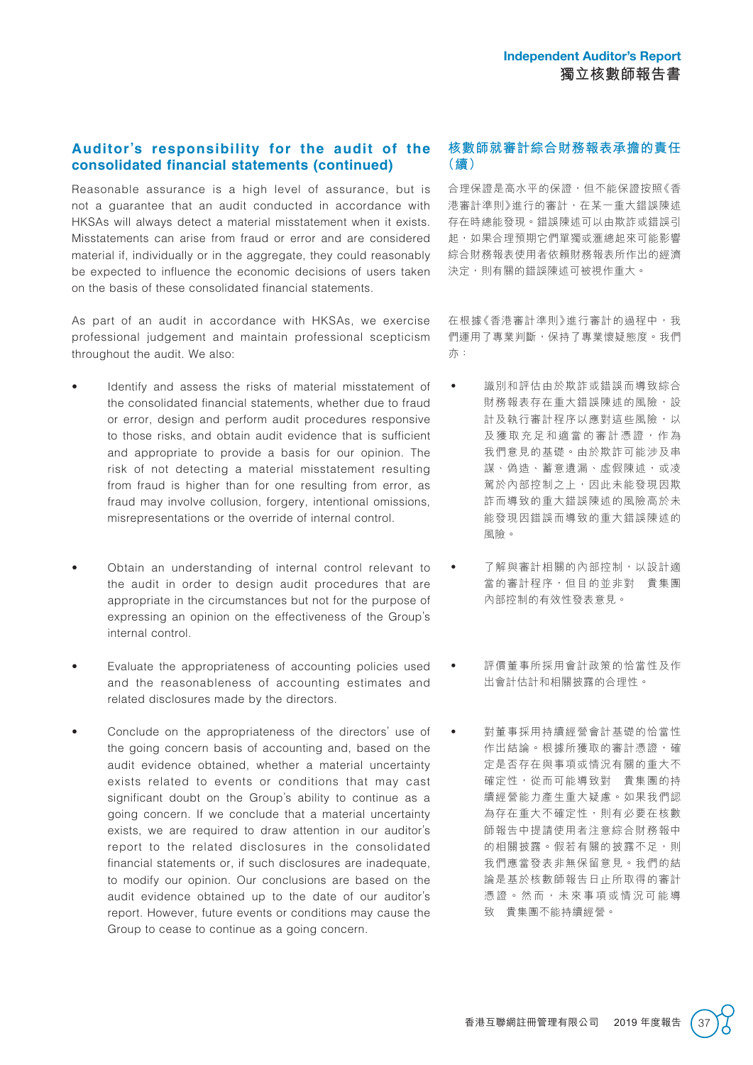## Auditor's responsibility for the audit of the consolidated financial statements (continued)

Reasonable assurance is a high level of assurance, but is not a guarantee that an audit conducted in accordance with HKSAs will always detect a material misstatement when it exists. Misstatements can arise from fraud or error and are considered material if, individually or in the aggregate, they could reasonably be expected to influence the economic decisions of users taken on the basis of these consolidated financial statements.

As part of an audit in accordance with HKSAs, we exercise professional judgement and maintain professional scepticism throughout the audit. We also:

- Identify and assess the risks of material misstatement of the consolidated financial statements, whether due to fraud or error, design and perform audit procedures responsive to those risks, and obtain audit evidence that is sufficient and appropriate to provide a basis for our opinion. The risk of not detecting a material misstatement resulting from fraud is higher than for one resulting from error, as fraud may involve collusion, forgery, intentional omissions, misrepresentations or the override of internal control.

- Obtain an understanding of internal control relevant to the audit in order to design audit procedures that are appropriate in the circumstances but not for the purpose of expressing an opinion on the effectiveness of the Group's internal control.

- Evaluate the appropriateness of accounting policies used and the reasonableness of accounting estimates and related disclosures made by the directors.

- Conclude on the appropriateness of the directors' use of the going concern basis of accounting and, based on the audit evidence obtained, whether a material uncertainty exists related to events or conditions that may cast significant doubt on the Group's ability to continue as a going concern. If we conclude that a material uncertainty exists, we are required to draw attention in our auditor's report to the related disclosures in the consolidated financial statements or, if such disclosures are inadequate, to modify our opinion. Our conclusions are based on the audit evidence obtained up to the date of our auditor's report. However, future events or conditions may cause the Group to cease to continue as a going concern.

## 核數師就審計綜合財務報表承擔的責任（續）

合理保證是高水平的保證，但不能保證按照《香港審計準則》進行的審計，在某一重大錯誤陳述存在時總能發現。錯誤陳述可以由欺詐或錯誤引起，如果合理預期它們單獨或滙總起來可能影響綜合財務報表使用者依賴財務報表所作出的經濟決定，則有關的錯誤陳述可被視作重大。

在根據《香港審計準則》進行審計的過程中，我們運用了專業判斷，保持了專業懷疑態度。我們亦：

- 識別和評估由於欺詐或錯誤而導致綜合財務報表存在重大錯誤陳述的風險，設計及執行審計程序以應對這些風險，以及獲取充足和適當的審計憑證，作為我們意見的基礎。由於欺詐可能涉及串謀、偽造、蓄意遺漏、虛假陳述，或淩駕於內部控制之上，因此未能發現因欺詐而導致的重大錯誤陳述的風險高於未能發現因錯誤而導致的重大錯誤陳述的風險。

- 了解與審計相關的內部控制，以設計適當的審計程序，但目的並非對　貴集團內部控制的有效性發表意見。

- 評價董事所採用會計政策的恰當性及作出會計估計和相關披露的合理性。

- 對董事採用持續經營會計基礎的恰當性作出結論。根據所獲取的審計憑證，確定是否存在與事項或情況有關的重大不確定性，從而可能導致對　貴集團的持續經營能力產生重大疑慮。如果我們認為存在重大不確定性，則有必要在核數師報告中提請使用者注意綜合財務報中的相關披露。假若有關的披露不足，則我們應當發表非無保留意見。我們的結論是基於核數師報告日止所取得的審計憑證。然而，未來事項或情況可能導致　貴集團不能持續經營。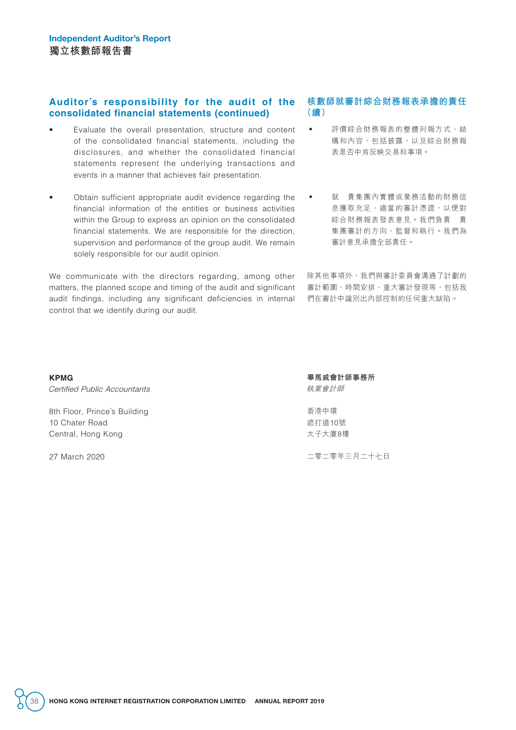## Auditor's responsibility for the audit of the consolidated financial statements (continued)

- Evaluate the overall presentation, structure and content of the consolidated financial statements, including the disclosures, and whether the consolidated financial statements represent the underlying transactions and events in a manner that achieves fair presentation.

- Obtain sufficient appropriate audit evidence regarding the financial information of the entities or business activities within the Group to express an opinion on the consolidated financial statements. We are responsible for the direction, supervision and performance of the group audit. We remain solely responsible for our audit opinion.

We communicate with the directors regarding, among other matters, the planned scope and timing of the audit and significant audit findings, including any significant deficiencies in internal control that we identify during our audit.

## 核數師就審計綜合財務報表承擔的責任（續）

- 評價綜合財務報表的整體列報方式、結構和內容，包括披露，以及綜合財務報表是否中肯反映交易和事項。

- 就 貴集團內實體或業務活動的財務信息獲取充足、適當的審計憑證，以便對綜合財務報表發表意見。我們負責 貴集團審計的方向、監督和執行。我們為審計意見承擔全部責任。

除其他事項外，我們與審計委員會溝通了計劃的審計範圍、時間安排、重大審計發現等，包括我們在審計中識別出內部控制的任何重大缺陷。

**KPMG**
*Certified Public Accountants*

8th Floor, Prince's Building
10 Chater Road
Central, Hong Kong

27 March 2020

**畢馬威會計師事務所**
*執業會計師*

香港中環
遮打道10號
太子大廈8樓

二零二零年三月二十七日